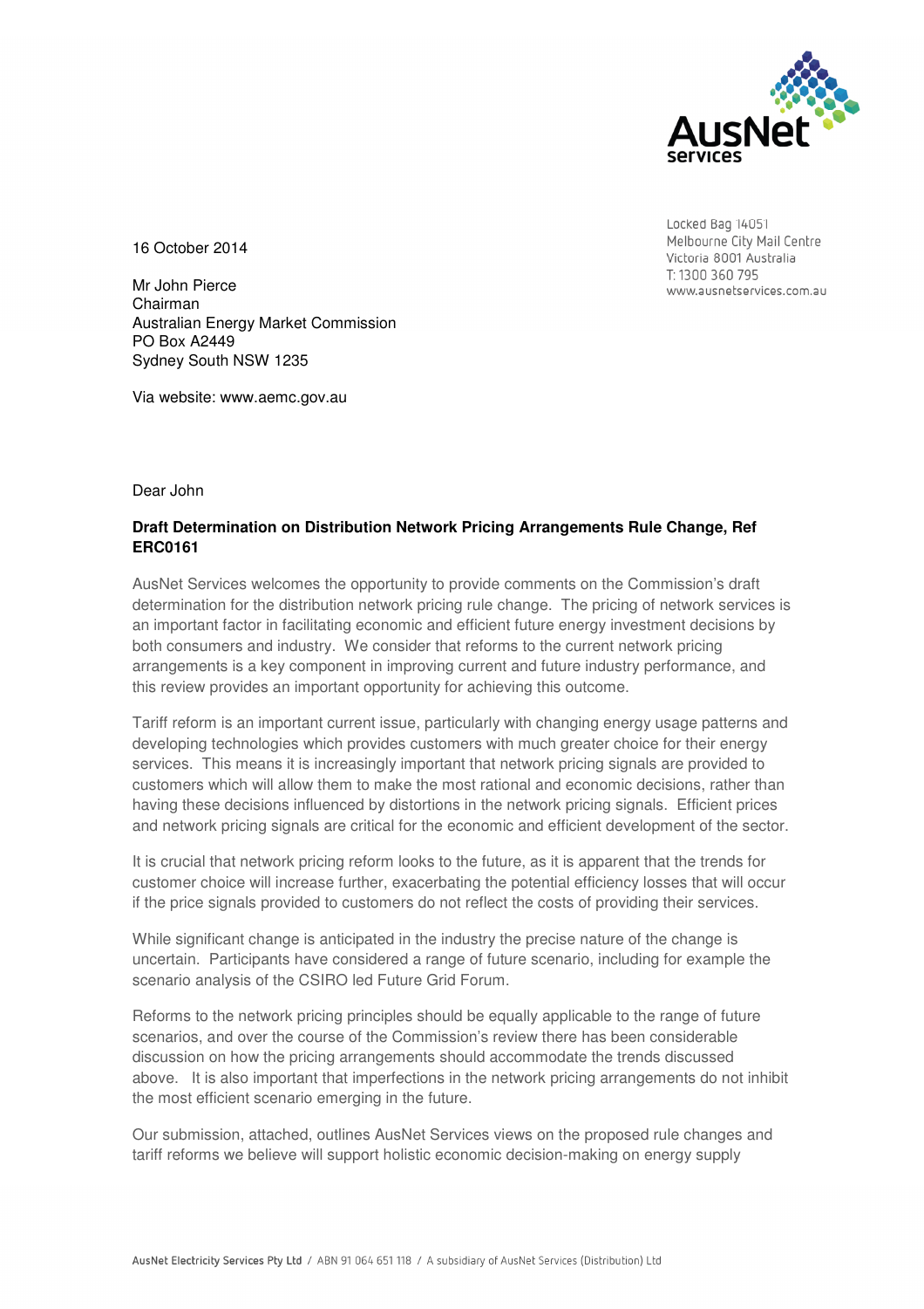16 October 2014

Locked Bag 14051
Melbourne City Mail Centre
Victoria 8001 Australia
T: 1300 360 795
www.ausnetservices.com.au

Mr John Pierce
Chairman
Australian Energy Market Commission
PO Box A2449
Sydney South NSW 1235

Via website: www.aemc.gov.au

Dear John

**Draft Determination on Distribution Network Pricing Arrangements Rule Change, Ref ERC0161**

AusNet Services welcomes the opportunity to provide comments on the Commission's draft determination for the distribution network pricing rule change. The pricing of network services is an important factor in facilitating economic and efficient future energy investment decisions by both consumers and industry. We consider that reforms to the current network pricing arrangements is a key component in improving current and future industry performance, and this review provides an important opportunity for achieving this outcome.

Tariff reform is an important current issue, particularly with changing energy usage patterns and developing technologies which provides customers with much greater choice for their energy services. This means it is increasingly important that network pricing signals are provided to customers which will allow them to make the most rational and economic decisions, rather than having these decisions influenced by distortions in the network pricing signals. Efficient prices and network pricing signals are critical for the economic and efficient development of the sector.

It is crucial that network pricing reform looks to the future, as it is apparent that the trends for customer choice will increase further, exacerbating the potential efficiency losses that will occur if the price signals provided to customers do not reflect the costs of providing their services.

While significant change is anticipated in the industry the precise nature of the change is uncertain. Participants have considered a range of future scenario, including for example the scenario analysis of the CSIRO led Future Grid Forum.

Reforms to the network pricing principles should be equally applicable to the range of future scenarios, and over the course of the Commission's review there has been considerable discussion on how the pricing arrangements should accommodate the trends discussed above. It is also important that imperfections in the network pricing arrangements do not inhibit the most efficient scenario emerging in the future.

Our submission, attached, outlines AusNet Services views on the proposed rule changes and tariff reforms we believe will support holistic economic decision-making on energy supply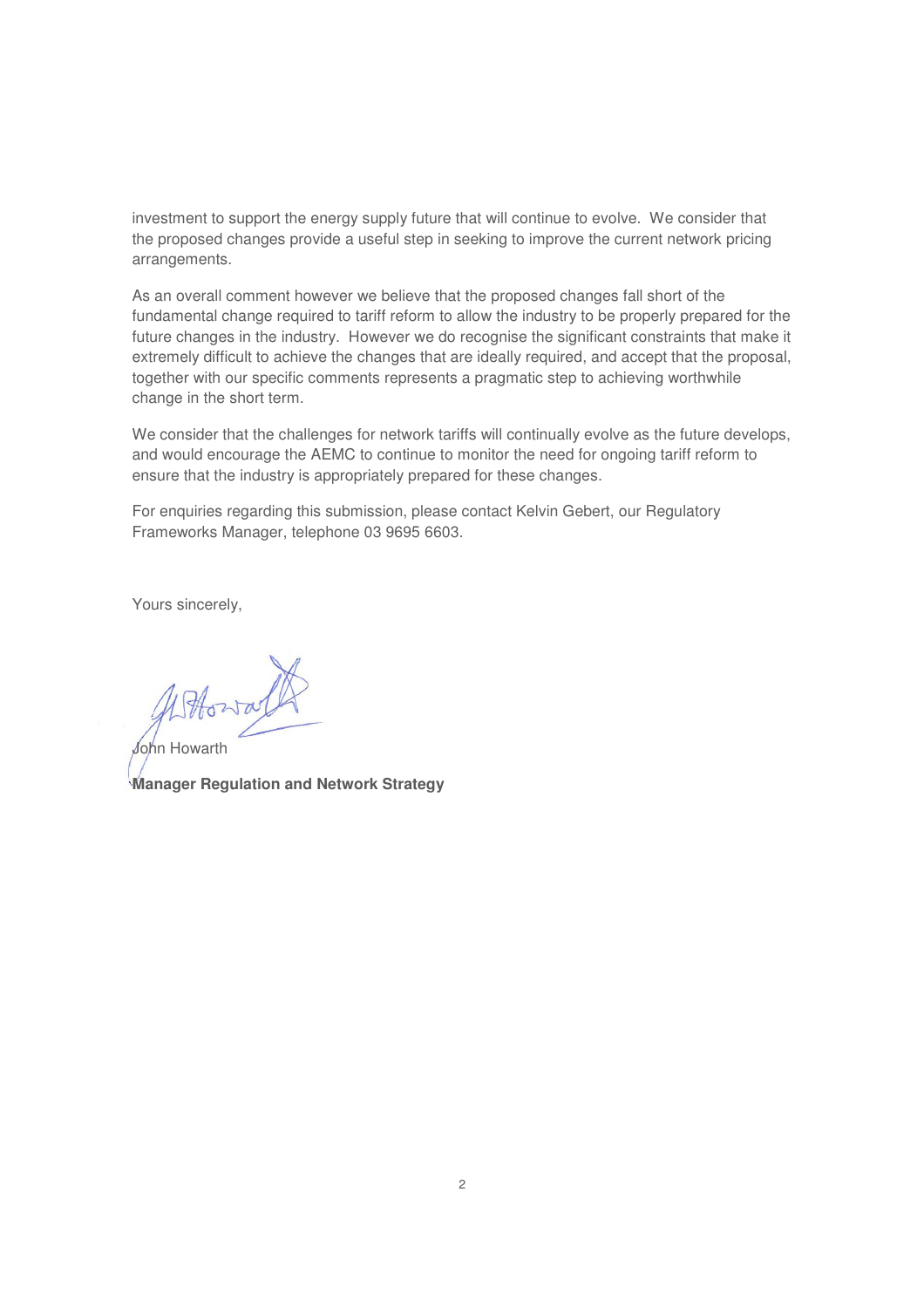investment to support the energy supply future that will continue to evolve. We consider that the proposed changes provide a useful step in seeking to improve the current network pricing arrangements.

As an overall comment however we believe that the proposed changes fall short of the fundamental change required to tariff reform to allow the industry to be properly prepared for the future changes in the industry. However we do recognise the significant constraints that make it extremely difficult to achieve the changes that are ideally required, and accept that the proposal, together with our specific comments represents a pragmatic step to achieving worthwhile change in the short term.

We consider that the challenges for network tariffs will continually evolve as the future develops, and would encourage the AEMC to continue to monitor the need for ongoing tariff reform to ensure that the industry is appropriately prepared for these changes.

For enquiries regarding this submission, please contact Kelvin Gebert, our Regulatory Frameworks Manager, telephone 03 9695 6603.

Yours sincerely,

John Howarth

**Manager Regulation and Network Strategy**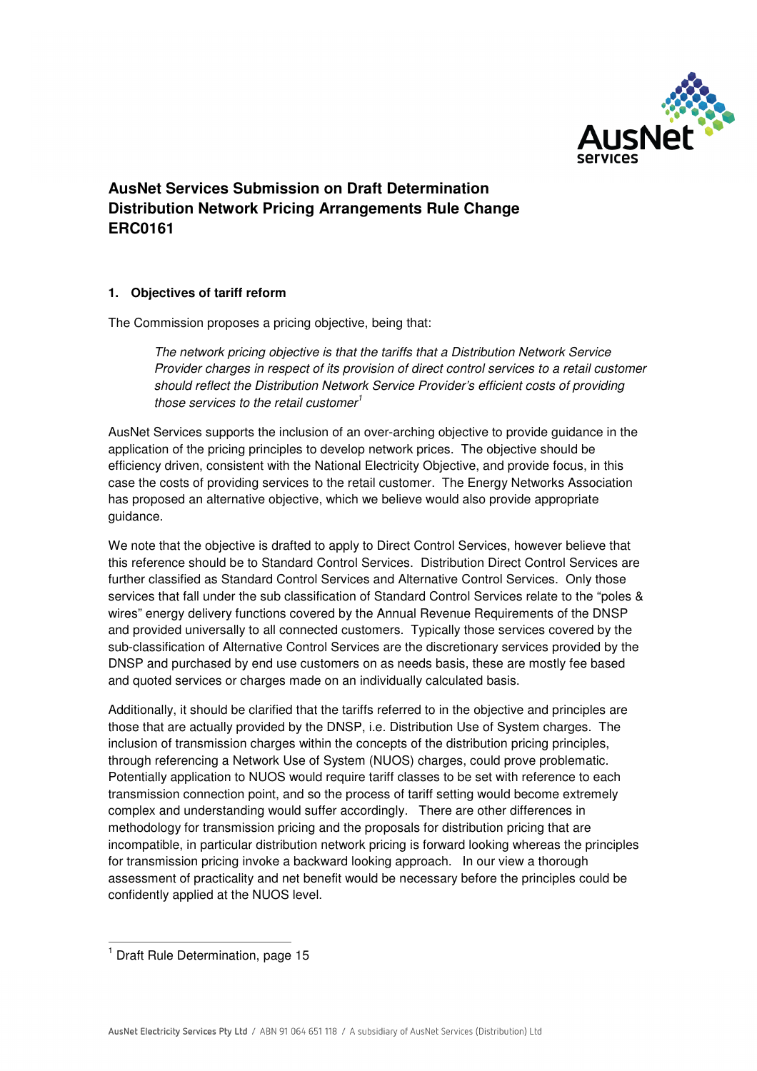**AusNet Services Submission on Draft Determination Distribution Network Pricing Arrangements Rule Change ERC0161**

**1. Objectives of tariff reform**

The Commission proposes a pricing objective, being that:

> *The network pricing objective is that the tariffs that a Distribution Network Service Provider charges in respect of its provision of direct control services to a retail customer should reflect the Distribution Network Service Provider's efficient costs of providing those services to the retail customer*[1]

AusNet Services supports the inclusion of an over-arching objective to provide guidance in the application of the pricing principles to develop network prices. The objective should be efficiency driven, consistent with the National Electricity Objective, and provide focus, in this case the costs of providing services to the retail customer. The Energy Networks Association has proposed an alternative objective, which we believe would also provide appropriate guidance.

We note that the objective is drafted to apply to Direct Control Services, however believe that this reference should be to Standard Control Services. Distribution Direct Control Services are further classified as Standard Control Services and Alternative Control Services. Only those services that fall under the sub classification of Standard Control Services relate to the "poles & wires" energy delivery functions covered by the Annual Revenue Requirements of the DNSP and provided universally to all connected customers. Typically those services covered by the sub-classification of Alternative Control Services are the discretionary services provided by the DNSP and purchased by end use customers on as needs basis, these are mostly fee based and quoted services or charges made on an individually calculated basis.

Additionally, it should be clarified that the tariffs referred to in the objective and principles are those that are actually provided by the DNSP, i.e. Distribution Use of System charges. The inclusion of transmission charges within the concepts of the distribution pricing principles, through referencing a Network Use of System (NUOS) charges, could prove problematic. Potentially application to NUOS would require tariff classes to be set with reference to each transmission connection point, and so the process of tariff setting would become extremely complex and understanding would suffer accordingly. There are other differences in methodology for transmission pricing and the proposals for distribution pricing that are incompatible, in particular distribution network pricing is forward looking whereas the principles for transmission pricing invoke a backward looking approach. In our view a thorough assessment of practicality and net benefit would be necessary before the principles could be confidently applied at the NUOS level.

[1] Draft Rule Determination, page 15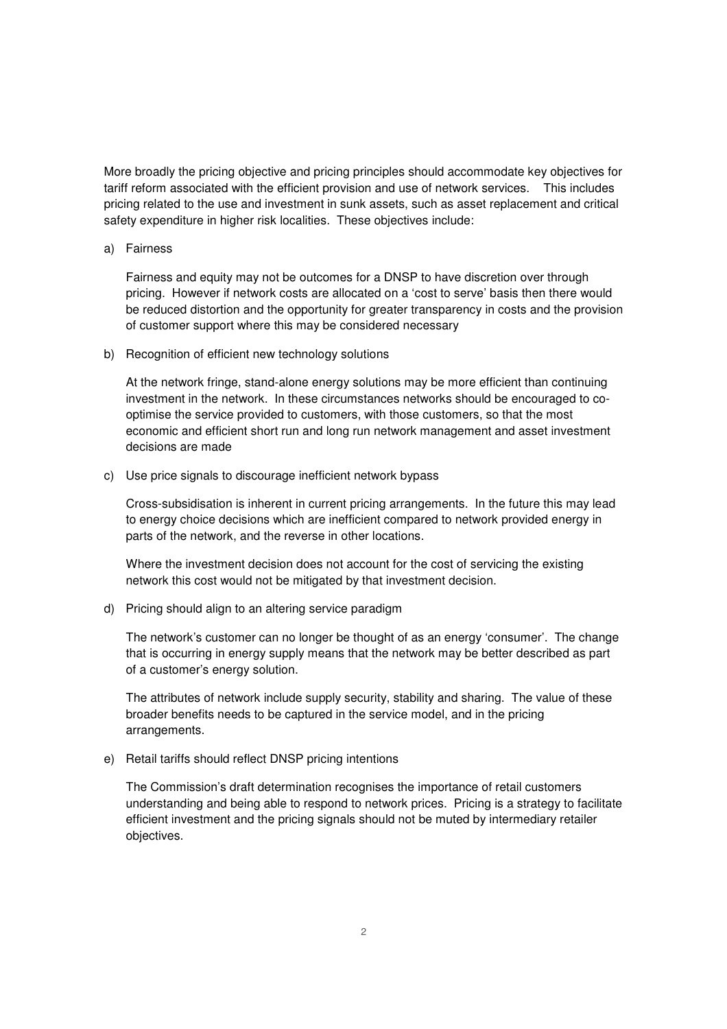More broadly the pricing objective and pricing principles should accommodate key objectives for tariff reform associated with the efficient provision and use of network services. This includes pricing related to the use and investment in sunk assets, such as asset replacement and critical safety expenditure in higher risk localities. These objectives include:

a) Fairness

   Fairness and equity may not be outcomes for a DNSP to have discretion over through pricing. However if network costs are allocated on a 'cost to serve' basis then there would be reduced distortion and the opportunity for greater transparency in costs and the provision of customer support where this may be considered necessary

b) Recognition of efficient new technology solutions

   At the network fringe, stand-alone energy solutions may be more efficient than continuing investment in the network. In these circumstances networks should be encouraged to co-optimise the service provided to customers, with those customers, so that the most economic and efficient short run and long run network management and asset investment decisions are made

c) Use price signals to discourage inefficient network bypass

   Cross-subsidisation is inherent in current pricing arrangements. In the future this may lead to energy choice decisions which are inefficient compared to network provided energy in parts of the network, and the reverse in other locations.

   Where the investment decision does not account for the cost of servicing the existing network this cost would not be mitigated by that investment decision.

d) Pricing should align to an altering service paradigm

   The network's customer can no longer be thought of as an energy 'consumer'. The change that is occurring in energy supply means that the network may be better described as part of a customer's energy solution.

   The attributes of network include supply security, stability and sharing. The value of these broader benefits needs to be captured in the service model, and in the pricing arrangements.

e) Retail tariffs should reflect DNSP pricing intentions

   The Commission's draft determination recognises the importance of retail customers understanding and being able to respond to network prices. Pricing is a strategy to facilitate efficient investment and the pricing signals should not be muted by intermediary retailer objectives.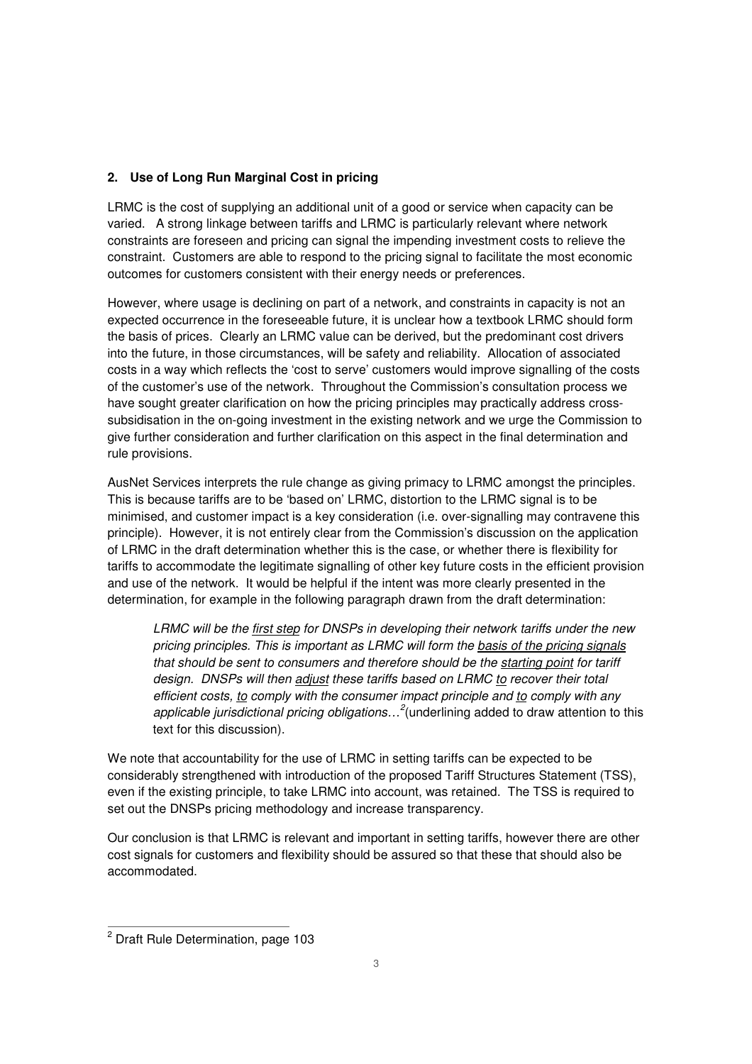## 2. Use of Long Run Marginal Cost in pricing

LRMC is the cost of supplying an additional unit of a good or service when capacity can be varied. A strong linkage between tariffs and LRMC is particularly relevant where network constraints are foreseen and pricing can signal the impending investment costs to relieve the constraint. Customers are able to respond to the pricing signal to facilitate the most economic outcomes for customers consistent with their energy needs or preferences.

However, where usage is declining on part of a network, and constraints in capacity is not an expected occurrence in the foreseeable future, it is unclear how a textbook LRMC should form the basis of prices. Clearly an LRMC value can be derived, but the predominant cost drivers into the future, in those circumstances, will be safety and reliability. Allocation of associated costs in a way which reflects the 'cost to serve' customers would improve signalling of the costs of the customer's use of the network. Throughout the Commission's consultation process we have sought greater clarification on how the pricing principles may practically address cross-subsidisation in the on-going investment in the existing network and we urge the Commission to give further consideration and further clarification on this aspect in the final determination and rule provisions.

AusNet Services interprets the rule change as giving primacy to LRMC amongst the principles. This is because tariffs are to be 'based on' LRMC, distortion to the LRMC signal is to be minimised, and customer impact is a key consideration (i.e. over-signalling may contravene this principle). However, it is not entirely clear from the Commission's discussion on the application of LRMC in the draft determination whether this is the case, or whether there is flexibility for tariffs to accommodate the legitimate signalling of other key future costs in the efficient provision and use of the network. It would be helpful if the intent was more clearly presented in the determination, for example in the following paragraph drawn from the draft determination:

> *LRMC will be the <u>first step</u> for DNSPs in developing their network tariffs under the new pricing principles. This is important as LRMC will form the <u>basis of the pricing signals</u> that should be sent to consumers and therefore should be the <u>starting point</u> for tariff design. DNSPs will then <u>adjust</u> these tariffs based on LRMC <u>to</u> recover their total efficient costs, <u>to</u> comply with the consumer impact principle and <u>to</u> comply with any applicable jurisdictional pricing obligations…*[2](underlining added to draw attention to this text for this discussion).

We note that accountability for the use of LRMC in setting tariffs can be expected to be considerably strengthened with introduction of the proposed Tariff Structures Statement (TSS), even if the existing principle, to take LRMC into account, was retained. The TSS is required to set out the DNSPs pricing methodology and increase transparency.

Our conclusion is that LRMC is relevant and important in setting tariffs, however there are other cost signals for customers and flexibility should be assured so that these that should also be accommodated.

---

[2] Draft Rule Determination, page 103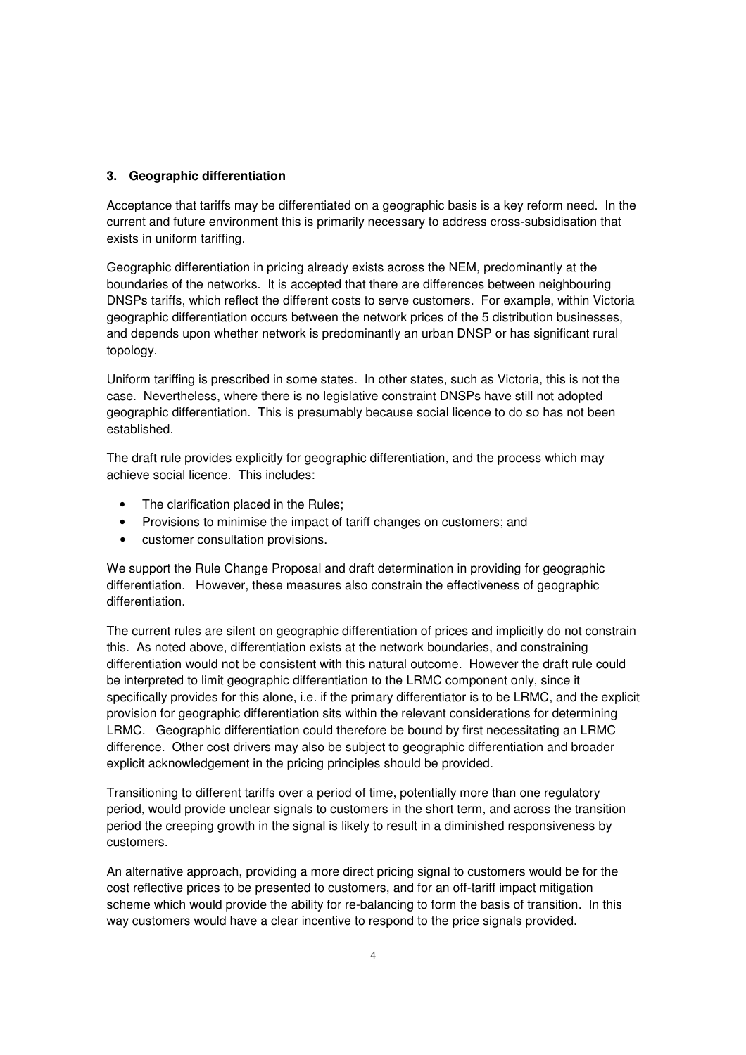### 3. Geographic differentiation

Acceptance that tariffs may be differentiated on a geographic basis is a key reform need. In the current and future environment this is primarily necessary to address cross-subsidisation that exists in uniform tariffing.

Geographic differentiation in pricing already exists across the NEM, predominantly at the boundaries of the networks. It is accepted that there are differences between neighbouring DNSPs tariffs, which reflect the different costs to serve customers. For example, within Victoria geographic differentiation occurs between the network prices of the 5 distribution businesses, and depends upon whether network is predominantly an urban DNSP or has significant rural topology.

Uniform tariffing is prescribed in some states. In other states, such as Victoria, this is not the case. Nevertheless, where there is no legislative constraint DNSPs have still not adopted geographic differentiation. This is presumably because social licence to do so has not been established.

The draft rule provides explicitly for geographic differentiation, and the process which may achieve social licence. This includes:

- The clarification placed in the Rules;
- Provisions to minimise the impact of tariff changes on customers; and
- customer consultation provisions.

We support the Rule Change Proposal and draft determination in providing for geographic differentiation. However, these measures also constrain the effectiveness of geographic differentiation.

The current rules are silent on geographic differentiation of prices and implicitly do not constrain this. As noted above, differentiation exists at the network boundaries, and constraining differentiation would not be consistent with this natural outcome. However the draft rule could be interpreted to limit geographic differentiation to the LRMC component only, since it specifically provides for this alone, i.e. if the primary differentiator is to be LRMC, and the explicit provision for geographic differentiation sits within the relevant considerations for determining LRMC. Geographic differentiation could therefore be bound by first necessitating an LRMC difference. Other cost drivers may also be subject to geographic differentiation and broader explicit acknowledgement in the pricing principles should be provided.

Transitioning to different tariffs over a period of time, potentially more than one regulatory period, would provide unclear signals to customers in the short term, and across the transition period the creeping growth in the signal is likely to result in a diminished responsiveness by customers.

An alternative approach, providing a more direct pricing signal to customers would be for the cost reflective prices to be presented to customers, and for an off-tariff impact mitigation scheme which would provide the ability for re-balancing to form the basis of transition. In this way customers would have a clear incentive to respond to the price signals provided.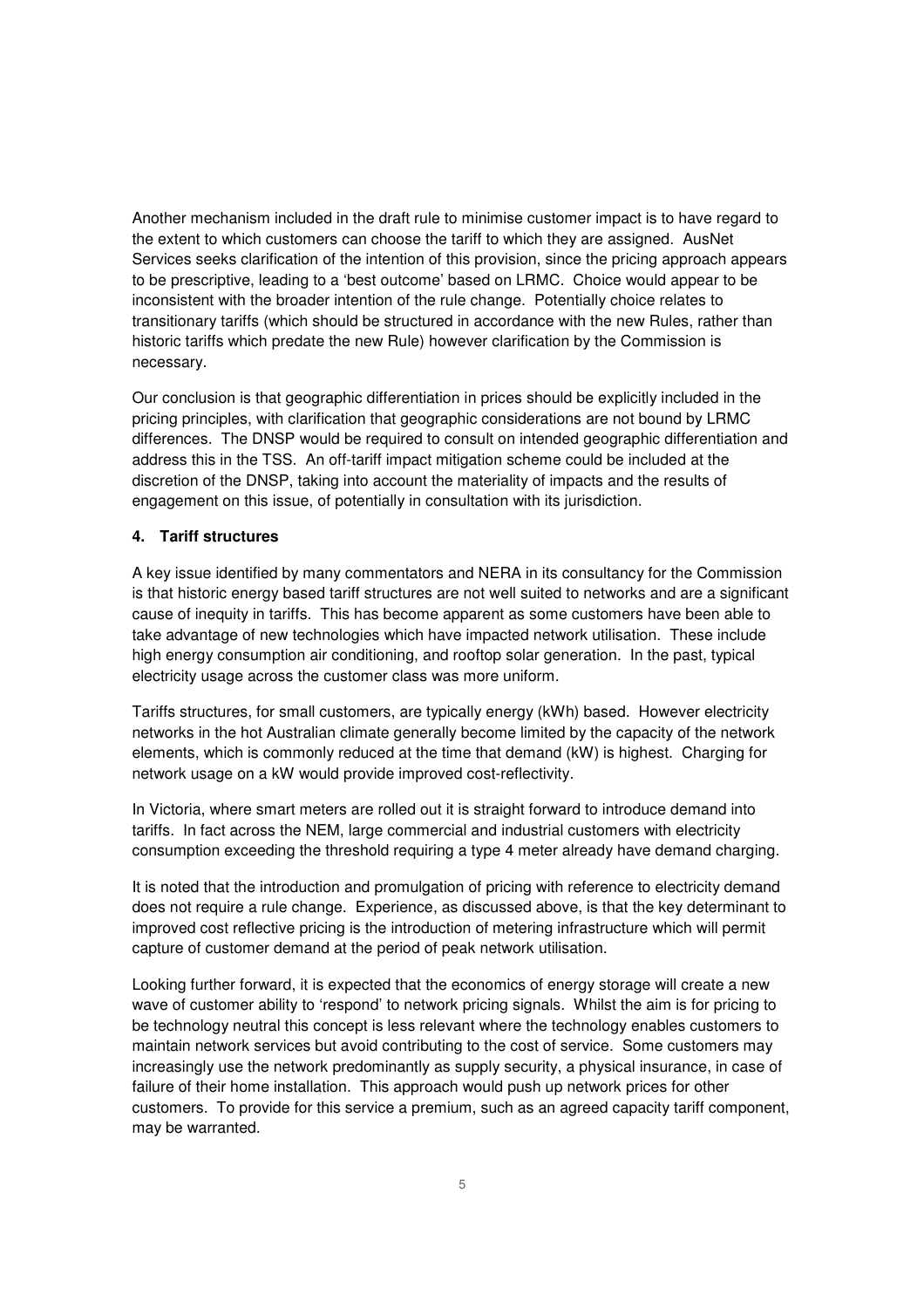Another mechanism included in the draft rule to minimise customer impact is to have regard to the extent to which customers can choose the tariff to which they are assigned. AusNet Services seeks clarification of the intention of this provision, since the pricing approach appears to be prescriptive, leading to a 'best outcome' based on LRMC. Choice would appear to be inconsistent with the broader intention of the rule change. Potentially choice relates to transitionary tariffs (which should be structured in accordance with the new Rules, rather than historic tariffs which predate the new Rule) however clarification by the Commission is necessary.

Our conclusion is that geographic differentiation in prices should be explicitly included in the pricing principles, with clarification that geographic considerations are not bound by LRMC differences. The DNSP would be required to consult on intended geographic differentiation and address this in the TSS. An off-tariff impact mitigation scheme could be included at the discretion of the DNSP, taking into account the materiality of impacts and the results of engagement on this issue, of potentially in consultation with its jurisdiction.

### 4. Tariff structures

A key issue identified by many commentators and NERA in its consultancy for the Commission is that historic energy based tariff structures are not well suited to networks and are a significant cause of inequity in tariffs. This has become apparent as some customers have been able to take advantage of new technologies which have impacted network utilisation. These include high energy consumption air conditioning, and rooftop solar generation. In the past, typical electricity usage across the customer class was more uniform.

Tariffs structures, for small customers, are typically energy (kWh) based. However electricity networks in the hot Australian climate generally become limited by the capacity of the network elements, which is commonly reduced at the time that demand (kW) is highest. Charging for network usage on a kW would provide improved cost-reflectivity.

In Victoria, where smart meters are rolled out it is straight forward to introduce demand into tariffs. In fact across the NEM, large commercial and industrial customers with electricity consumption exceeding the threshold requiring a type 4 meter already have demand charging.

It is noted that the introduction and promulgation of pricing with reference to electricity demand does not require a rule change. Experience, as discussed above, is that the key determinant to improved cost reflective pricing is the introduction of metering infrastructure which will permit capture of customer demand at the period of peak network utilisation.

Looking further forward, it is expected that the economics of energy storage will create a new wave of customer ability to 'respond' to network pricing signals. Whilst the aim is for pricing to be technology neutral this concept is less relevant where the technology enables customers to maintain network services but avoid contributing to the cost of service. Some customers may increasingly use the network predominantly as supply security, a physical insurance, in case of failure of their home installation. This approach would push up network prices for other customers. To provide for this service a premium, such as an agreed capacity tariff component, may be warranted.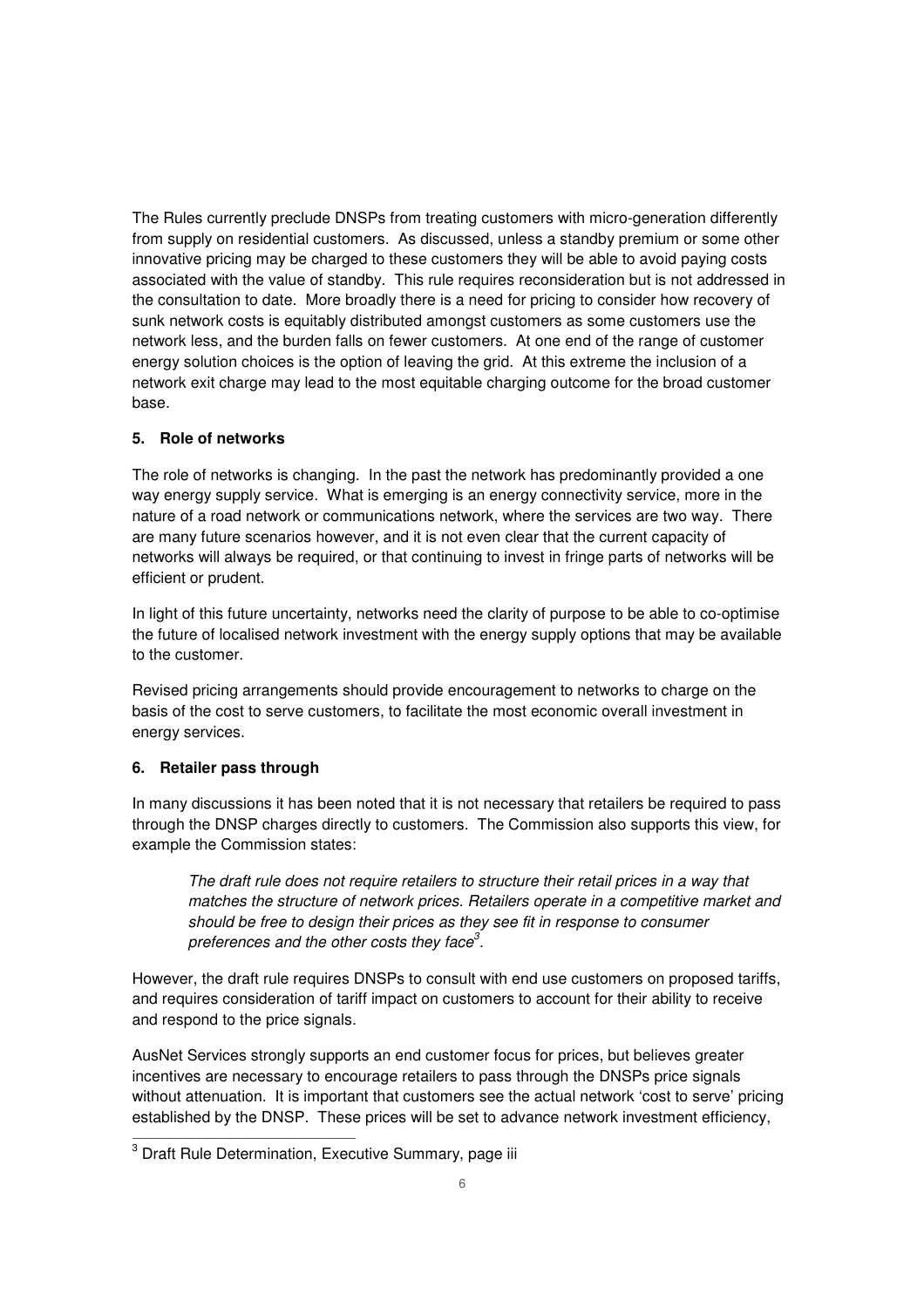The Rules currently preclude DNSPs from treating customers with micro-generation differently from supply on residential customers. As discussed, unless a standby premium or some other innovative pricing may be charged to these customers they will be able to avoid paying costs associated with the value of standby. This rule requires reconsideration but is not addressed in the consultation to date. More broadly there is a need for pricing to consider how recovery of sunk network costs is equitably distributed amongst customers as some customers use the network less, and the burden falls on fewer customers. At one end of the range of customer energy solution choices is the option of leaving the grid. At this extreme the inclusion of a network exit charge may lead to the most equitable charging outcome for the broad customer base.

**5. Role of networks**

The role of networks is changing. In the past the network has predominantly provided a one way energy supply service. What is emerging is an energy connectivity service, more in the nature of a road network or communications network, where the services are two way. There are many future scenarios however, and it is not even clear that the current capacity of networks will always be required, or that continuing to invest in fringe parts of networks will be efficient or prudent.

In light of this future uncertainty, networks need the clarity of purpose to be able to co-optimise the future of localised network investment with the energy supply options that may be available to the customer.

Revised pricing arrangements should provide encouragement to networks to charge on the basis of the cost to serve customers, to facilitate the most economic overall investment in energy services.

**6. Retailer pass through**

In many discussions it has been noted that it is not necessary that retailers be required to pass through the DNSP charges directly to customers. The Commission also supports this view, for example the Commission states:

> *The draft rule does not require retailers to structure their retail prices in a way that matches the structure of network prices. Retailers operate in a competitive market and should be free to design their prices as they see fit in response to consumer preferences and the other costs they face*[3].

However, the draft rule requires DNSPs to consult with end use customers on proposed tariffs, and requires consideration of tariff impact on customers to account for their ability to receive and respond to the price signals.

AusNet Services strongly supports an end customer focus for prices, but believes greater incentives are necessary to encourage retailers to pass through the DNSPs price signals without attenuation. It is important that customers see the actual network 'cost to serve' pricing established by the DNSP. These prices will be set to advance network investment efficiency,

---

[3] Draft Rule Determination, Executive Summary, page iii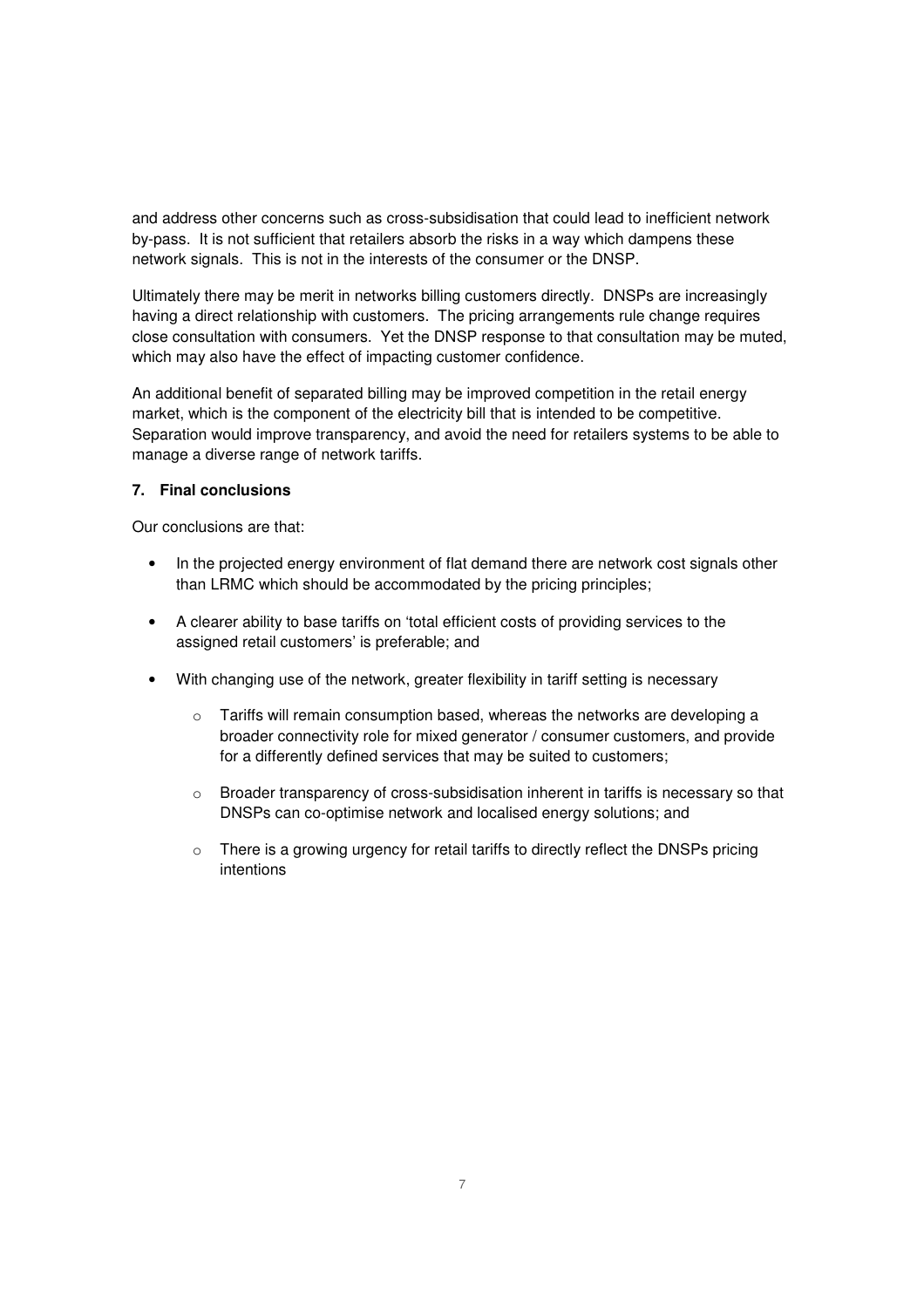and address other concerns such as cross-subsidisation that could lead to inefficient network by-pass. It is not sufficient that retailers absorb the risks in a way which dampens these network signals. This is not in the interests of the consumer or the DNSP.

Ultimately there may be merit in networks billing customers directly. DNSPs are increasingly having a direct relationship with customers. The pricing arrangements rule change requires close consultation with consumers. Yet the DNSP response to that consultation may be muted, which may also have the effect of impacting customer confidence.

An additional benefit of separated billing may be improved competition in the retail energy market, which is the component of the electricity bill that is intended to be competitive. Separation would improve transparency, and avoid the need for retailers systems to be able to manage a diverse range of network tariffs.

**7. Final conclusions**

Our conclusions are that:

- In the projected energy environment of flat demand there are network cost signals other than LRMC which should be accommodated by the pricing principles;
- A clearer ability to base tariffs on 'total efficient costs of providing services to the assigned retail customers' is preferable; and
- With changing use of the network, greater flexibility in tariff setting is necessary
    - Tariffs will remain consumption based, whereas the networks are developing a broader connectivity role for mixed generator / consumer customers, and provide for a differently defined services that may be suited to customers;
    - Broader transparency of cross-subsidisation inherent in tariffs is necessary so that DNSPs can co-optimise network and localised energy solutions; and
    - There is a growing urgency for retail tariffs to directly reflect the DNSPs pricing intentions